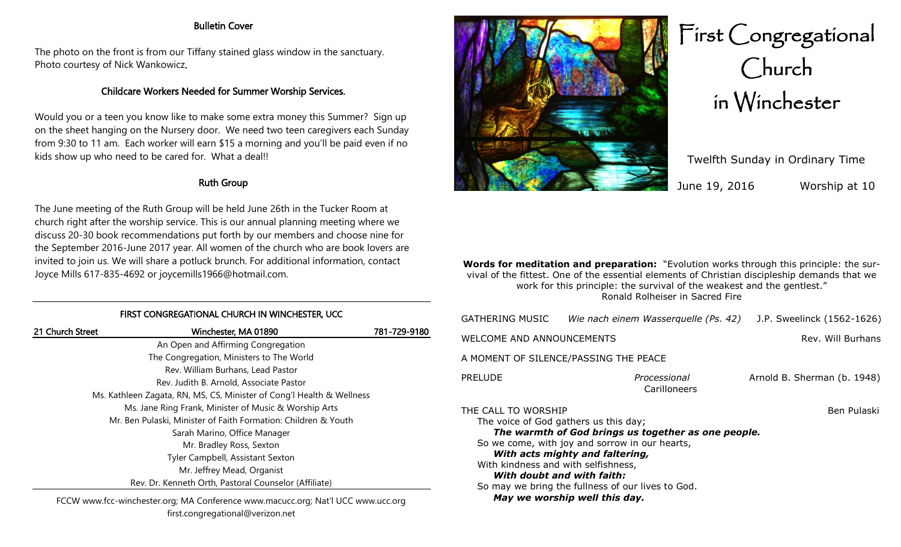### Bulletin Cover

The photo on the front is from our Tiffany stained glass window in the sanctuary. Photo courtesy of Nick Wankowicz.

### Childcare Workers Needed for Summer Worship Services.

Would you or a teen you know like to make some extra money this Summer? Sign up on the sheet hanging on the Nursery door. We need two teen caregivers each Sunday from 9:30 to 11 am. Each worker will earn $15 a morning and you'll be paid even if no kids show up who need to be cared for. What a deal!!

### Ruth Group

The June meeting of the Ruth Group will be held June 26th in the Tucker Room at church right after the worship service. This is our annual planning meeting where we discuss 20-30 book recommendations put forth by our members and choose nine for the September 2016-June 2017 year. All women of the church who are book lovers are invited to join us. We will share a potluck brunch. For additional information, contact Joyce Mills 617-835-4692 or joycemills1966@hotmail.com.

---

**FIRST CONGREGATIONAL CHURCH IN WINCHESTER, UCC**

21 Church Street — Winchester, MA 01890 — 781-729-9180

An Open and Affirming Congregation
The Congregation, Ministers to The World
Rev. William Burhans, Lead Pastor
Rev. Judith B. Arnold, Associate Pastor
Ms. Kathleen Zagata, RN, MS, CS, Minister of Cong'l Health & Wellness
Ms. Jane Ring Frank, Minister of Music & Worship Arts
Mr. Ben Pulaski, Minister of Faith Formation: Children & Youth
Sarah Marino, Office Manager
Mr. Bradley Ross, Sexton
Tyler Campbell, Assistant Sexton
Mr. Jeffrey Mead, Organist
Rev. Dr. Kenneth Orth, Pastoral Counselor (Affiliate)

FCCW www.fcc-winchester.org; MA Conference www.macucc.org; Nat'l UCC www.ucc.org
first.congregational@verizon.net

# First Congregational Church in Winchester

Twelfth Sunday in Ordinary Time

June 19, 2016 — Worship at 10

**Words for meditation and preparation:** "Evolution works through this principle: the survival of the fittest. One of the essential elements of Christian discipleship demands that we work for this principle: the survival of the weakest and the gentlest."
Ronald Rolheiser in Sacred Fire

GATHERING MUSIC — *Wie nach einem Wasserquelle (Ps. 42)* — J.P. Sweelinck (1562-1626)

WELCOME AND ANNOUNCEMENTS — Rev. Will Burhans

A MOMENT OF SILENCE/PASSING THE PEACE

PRELUDE — *Processional* — Arnold B. Sherman (b. 1948)
Carilloneers

THE CALL TO WORSHIP — Ben Pulaski

The voice of God gathers us this day;
***The warmth of God brings us together as one people.***
So we come, with joy and sorrow in our hearts,
***With acts mighty and faltering,***
With kindness and with selfishness,
***With doubt and with faith:***
So may we bring the fullness of our lives to God.
***May we worship well this day.***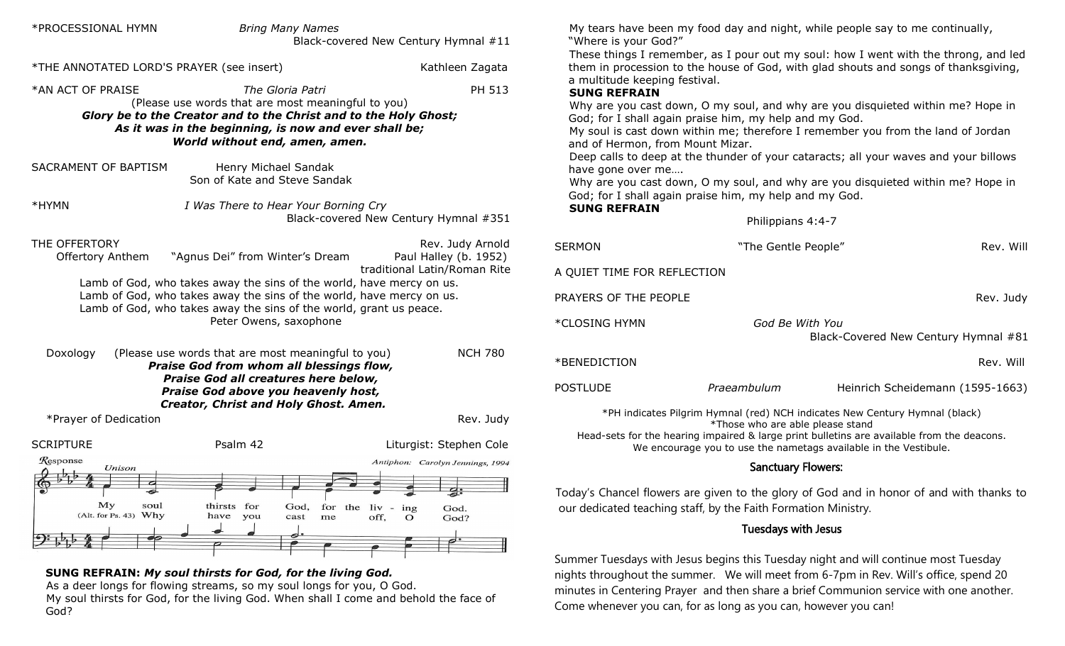*PROCESSIONAL HYMN — *Bring Many Names*
Black-covered New Century Hymnal #11

*THE ANNOTATED LORD'S PRAYER (see insert) — Kathleen Zagata

*AN ACT OF PRAISE — *The Gloria Patri* — PH 513
(Please use words that are most meaningful to you)
***Glory be to the Creator and to the Christ and to the Holy Ghost;***
***As it was in the beginning, is now and ever shall be;***
***World without end, amen, amen.***

SACRAMENT OF BAPTISM — Henry Michael Sandak
Son of Kate and Steve Sandak

*HYMN — *I Was There to Hear Your Borning Cry*
Black-covered New Century Hymnal #351

THE OFFERTORY — Rev. Judy Arnold

Offertory Anthem — "Agnus Dei" from Winter's Dream — Paul Halley (b. 1952)
traditional Latin/Roman Rite

Lamb of God, who takes away the sins of the world, have mercy on us.
Lamb of God, who takes away the sins of the world, have mercy on us.
Lamb of God, who takes away the sins of the world, grant us peace.
Peter Owens, saxophone

Doxology — (Please use words that are most meaningful to you) — NCH 780
***Praise God from whom all blessings flow,***
***Praise God all creatures here below,***
***Praise God above you heavenly host,***
***Creator, Christ and Holy Ghost. Amen.***

*Prayer of Dedication — Rev. Judy

SCRIPTURE — Psalm 42 — Liturgist: Stephen Cole

Response — Unison — Antiphon: Carolyn Jennings, 1994

My soul thirsts for God, for the living God.
(Alt. for Ps. 43) Why have you cast me off, O God?

**SUNG REFRAIN:** ***My soul thirsts for God, for the living God.***

As a deer longs for flowing streams, so my soul longs for you, O God.
My soul thirsts for God, for the living God. When shall I come and behold the face of God?
My tears have been my food day and night, while people say to me continually, "Where is your God?"
These things I remember, as I pour out my soul: how I went with the throng, and led them in procession to the house of God, with glad shouts and songs of thanksgiving, a multitude keeping festival.

**SUNG REFRAIN**

Why are you cast down, O my soul, and why are you disquieted within me? Hope in God; for I shall again praise him, my help and my God.
My soul is cast down within me; therefore I remember you from the land of Jordan and of Hermon, from Mount Mizar.
Deep calls to deep at the thunder of your cataracts; all your waves and your billows have gone over me….
Why are you cast down, O my soul, and why are you disquieted within me? Hope in God; for I shall again praise him, my help and my God.

**SUNG REFRAIN**

Philippians 4:4-7

SERMON — "The Gentle People" — Rev. Will

A QUIET TIME FOR REFLECTION

PRAYERS OF THE PEOPLE — Rev. Judy

*CLOSING HYMN — *God Be With You*
Black-Covered New Century Hymnal #81

*BENEDICTION — Rev. Will

POSTLUDE — *Praeambulum* — Heinrich Scheidemann (1595-1663)

*PH indicates Pilgrim Hymnal (red) NCH indicates New Century Hymnal (black)
*Those who are able please stand
Head-sets for the hearing impaired & large print bulletins are available from the deacons.
We encourage you to use the nametags available in the Vestibule.

## Sanctuary Flowers:

Today's Chancel flowers are given to the glory of God and in honor of and with thanks to our dedicated teaching staff, by the Faith Formation Ministry.

## Tuesdays with Jesus

Summer Tuesdays with Jesus begins this Tuesday night and will continue most Tuesday nights throughout the summer. We will meet from 6-7pm in Rev. Will's office, spend 20 minutes in Centering Prayer and then share a brief Communion service with one another. Come whenever you can, for as long as you can, however you can!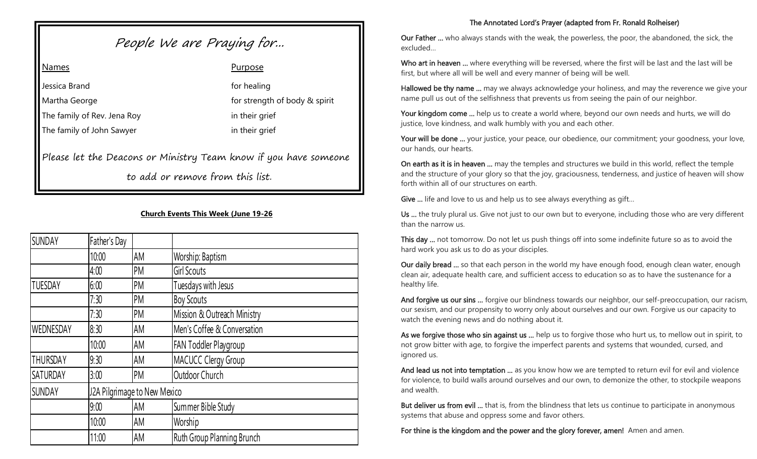# People We are Praying for…

| Names | Purpose |
|---|---|
| Jessica Brand | for healing |
| Martha George | for strength of body & spirit |
| The family of Rev. Jena Roy | in their grief |
| The family of John Sawyer | in their grief |

Please let the Deacons or Ministry Team know if you have someone to add or remove from this list.

**Church Events This Week (June 19-26**

| | | | |
|---|---|---|---|
| SUNDAY | Father's Day | | |
| | 10:00 | AM | Worship: Baptism |
| | 4:00 | PM | Girl Scouts |
| TUESDAY | 6:00 | PM | Tuesdays with Jesus |
| | 7:30 | PM | Boy Scouts |
| | 7:30 | PM | Mission & Outreach Ministry |
| WEDNESDAY | 8:30 | AM | Men's Coffee & Conversation |
| | 10:00 | AM | FAN Toddler Playgroup |
| THURSDAY | 9:30 | AM | MACUCC Clergy Group |
| SATURDAY | 3:00 | PM | Outdoor Church |
| SUNDAY | J2A Pilgrimage to New Mexico | | |
| | 9:00 | AM | Summer Bible Study |
| | 10:00 | AM | Worship |
| | 11:00 | AM | Ruth Group Planning Brunch |

## The Annotated Lord's Prayer (adapted from Fr. Ronald Rolheiser)

**Our Father …** who always stands with the weak, the powerless, the poor, the abandoned, the sick, the excluded…

**Who art in heaven …** where everything will be reversed, where the first will be last and the last will be first, but where all will be well and every manner of being will be well.

**Hallowed be thy name …** may we always acknowledge your holiness, and may the reverence we give your name pull us out of the selfishness that prevents us from seeing the pain of our neighbor.

**Your kingdom come …** help us to create a world where, beyond our own needs and hurts, we will do justice, love kindness, and walk humbly with you and each other.

**Your will be done …** your justice, your peace, our obedience, our commitment; your goodness, your love, our hands, our hearts.

**On earth as it is in heaven …** may the temples and structures we build in this world, reflect the temple and the structure of your glory so that the joy, graciousness, tenderness, and justice of heaven will show forth within all of our structures on earth.

**Give …** life and love to us and help us to see always everything as gift…

**Us …** the truly plural us. Give not just to our own but to everyone, including those who are very different than the narrow us.

**This day …** not tomorrow. Do not let us push things off into some indefinite future so as to avoid the hard work you ask us to do as your disciples.

**Our daily bread …** so that each person in the world my have enough food, enough clean water, enough clean air, adequate health care, and sufficient access to education so as to have the sustenance for a healthy life.

**And forgive us our sins …** forgive our blindness towards our neighbor, our self-preoccupation, our racism, our sexism, and our propensity to worry only about ourselves and our own. Forgive us our capacity to watch the evening news and do nothing about it.

**As we forgive those who sin against us …** help us to forgive those who hurt us, to mellow out in spirit, to not grow bitter with age, to forgive the imperfect parents and systems that wounded, cursed, and ignored us.

**And lead us not into temptation …** as you know how we are tempted to return evil for evil and violence for violence, to build walls around ourselves and our own, to demonize the other, to stockpile weapons and wealth.

**But deliver us from evil …** that is, from the blindness that lets us continue to participate in anonymous systems that abuse and oppress some and favor others.

**For thine is the kingdom and the power and the glory forever, amen!** Amen and amen.